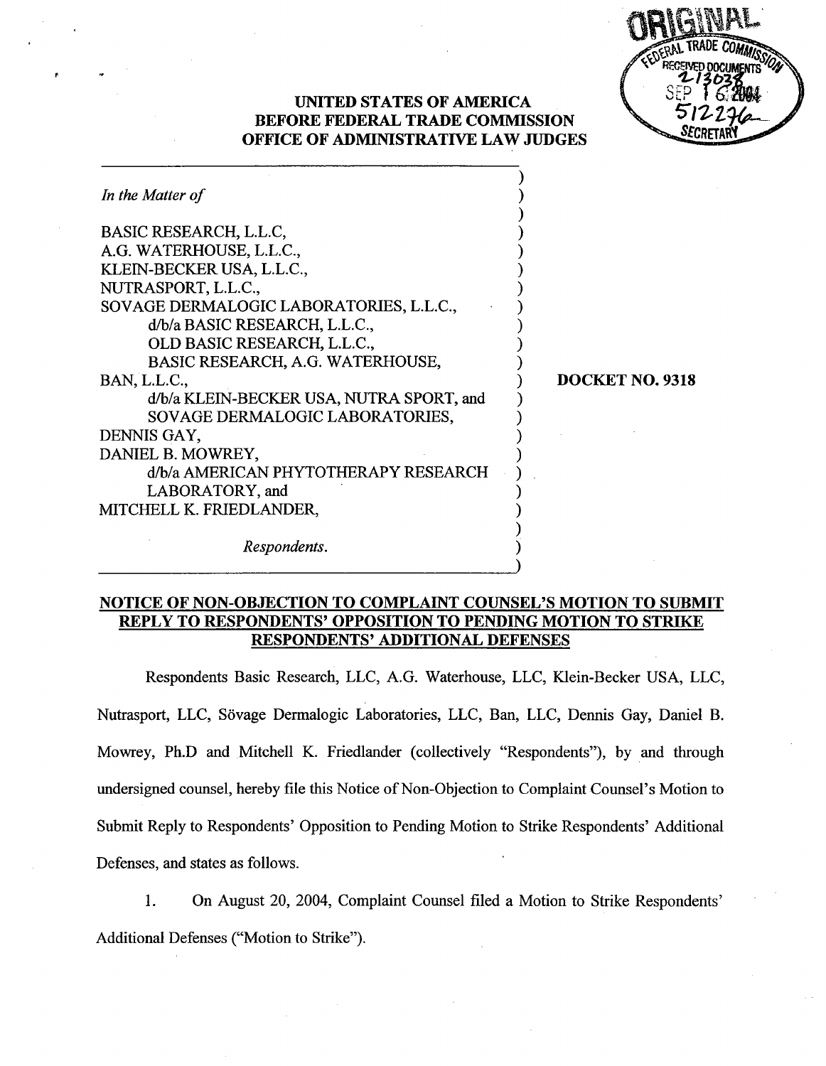ORIGINAL

FEDERAL TRADE COMMISSION RECEIVED DOCUMENTS 213038 SEP 16 2004 512276 SECRETARY

**UNITED STATES OF AMERICA**
**BEFORE FEDERAL TRADE COMMISSION**
**OFFICE OF ADMINISTRATIVE LAW JUDGES**

*In the Matter of*

BASIC RESEARCH, L.L.C,
A.G. WATERHOUSE, L.L.C.,
KLEIN-BECKER USA, L.L.C.,
NUTRASPORT, L.L.C.,
SOVAGE DERMALOGIC LABORATORIES, L.L.C.,
d/b/a BASIC RESEARCH, L.L.C.,
OLD BASIC RESEARCH, L.L.C.,
BASIC RESEARCH, A.G. WATERHOUSE,
BAN, L.L.C.,
d/b/a KLEIN-BECKER USA, NUTRA SPORT, and
SOVAGE DERMALOGIC LABORATORIES,
DENNIS GAY,
DANIEL B. MOWREY,
d/b/a AMERICAN PHYTOTHERAPY RESEARCH
LABORATORY, and
MITCHELL K. FRIEDLANDER,

*Respondents.*

**DOCKET NO. 9318**

**NOTICE OF NON-OBJECTION TO COMPLAINT COUNSEL'S MOTION TO SUBMIT REPLY TO RESPONDENTS' OPPOSITION TO PENDING MOTION TO STRIKE RESPONDENTS' ADDITIONAL DEFENSES**

Respondents Basic Research, LLC, A.G. Waterhouse, LLC, Klein-Becker USA, LLC, Nutrasport, LLC, Sövage Dermalogic Laboratories, LLC, Ban, LLC, Dennis Gay, Daniel B. Mowrey, Ph.D and Mitchell K. Friedlander (collectively "Respondents"), by and through undersigned counsel, hereby file this Notice of Non-Objection to Complaint Counsel's Motion to Submit Reply to Respondents' Opposition to Pending Motion to Strike Respondents' Additional Defenses, and states as follows.

1. On August 20, 2004, Complaint Counsel filed a Motion to Strike Respondents' Additional Defenses ("Motion to Strike").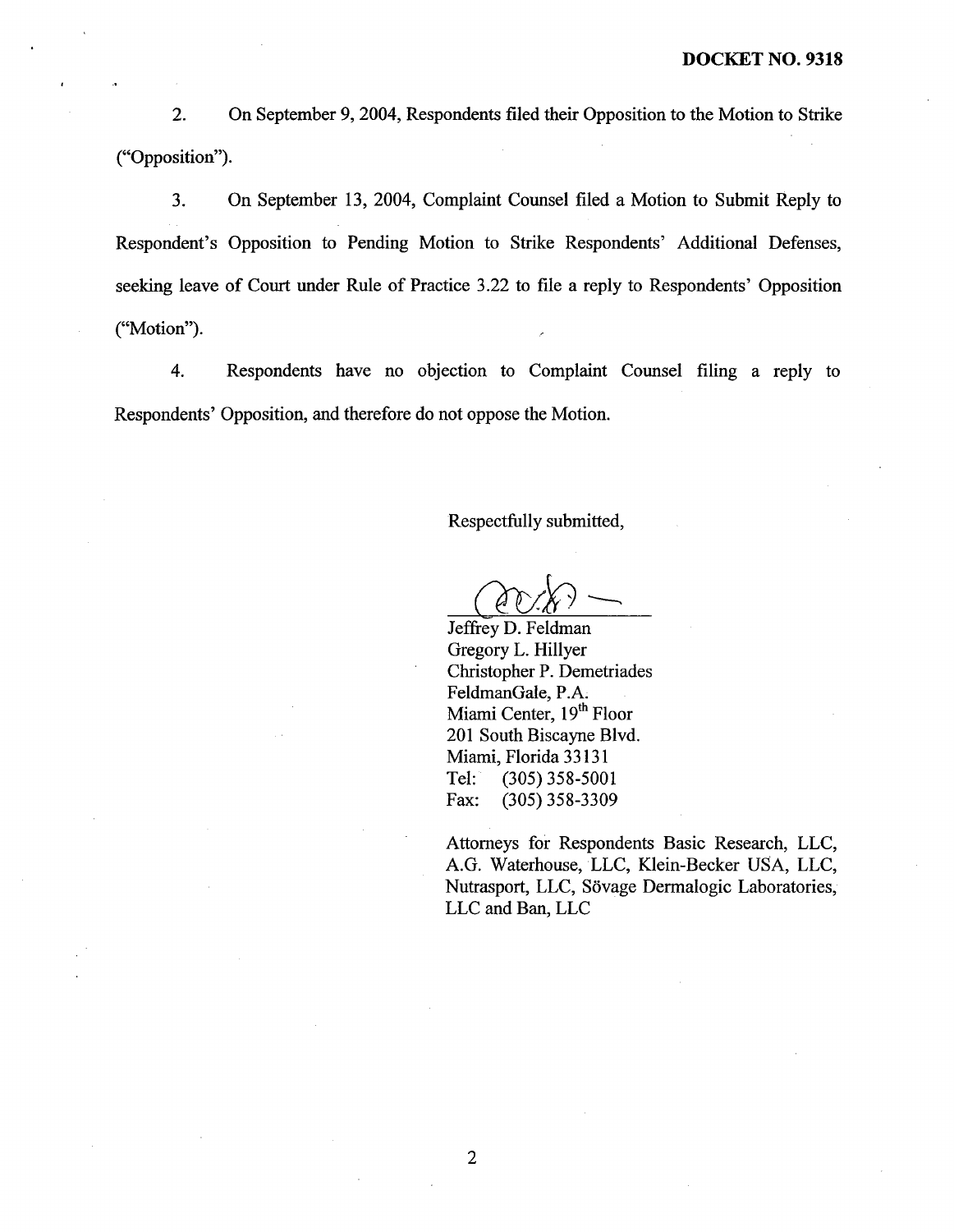**DOCKET NO. 9318**

2. On September 9, 2004, Respondents filed their Opposition to the Motion to Strike ("Opposition").

3. On September 13, 2004, Complaint Counsel filed a Motion to Submit Reply to Respondent's Opposition to Pending Motion to Strike Respondents' Additional Defenses, seeking leave of Court under Rule of Practice 3.22 to file a reply to Respondents' Opposition ("Motion").

4. Respondents have no objection to Complaint Counsel filing a reply to Respondents' Opposition, and therefore do not oppose the Motion.

Respectfully submitted,

Jeffrey D. Feldman
Gregory L. Hillyer
Christopher P. Demetriades
FeldmanGale, P.A.
Miami Center, 19th Floor
201 South Biscayne Blvd.
Miami, Florida 33131
Tel: (305) 358-5001
Fax: (305) 358-3309

Attorneys for Respondents Basic Research, LLC, A.G. Waterhouse, LLC, Klein-Becker USA, LLC, Nutrasport, LLC, Sövage Dermalogic Laboratories, LLC and Ban, LLC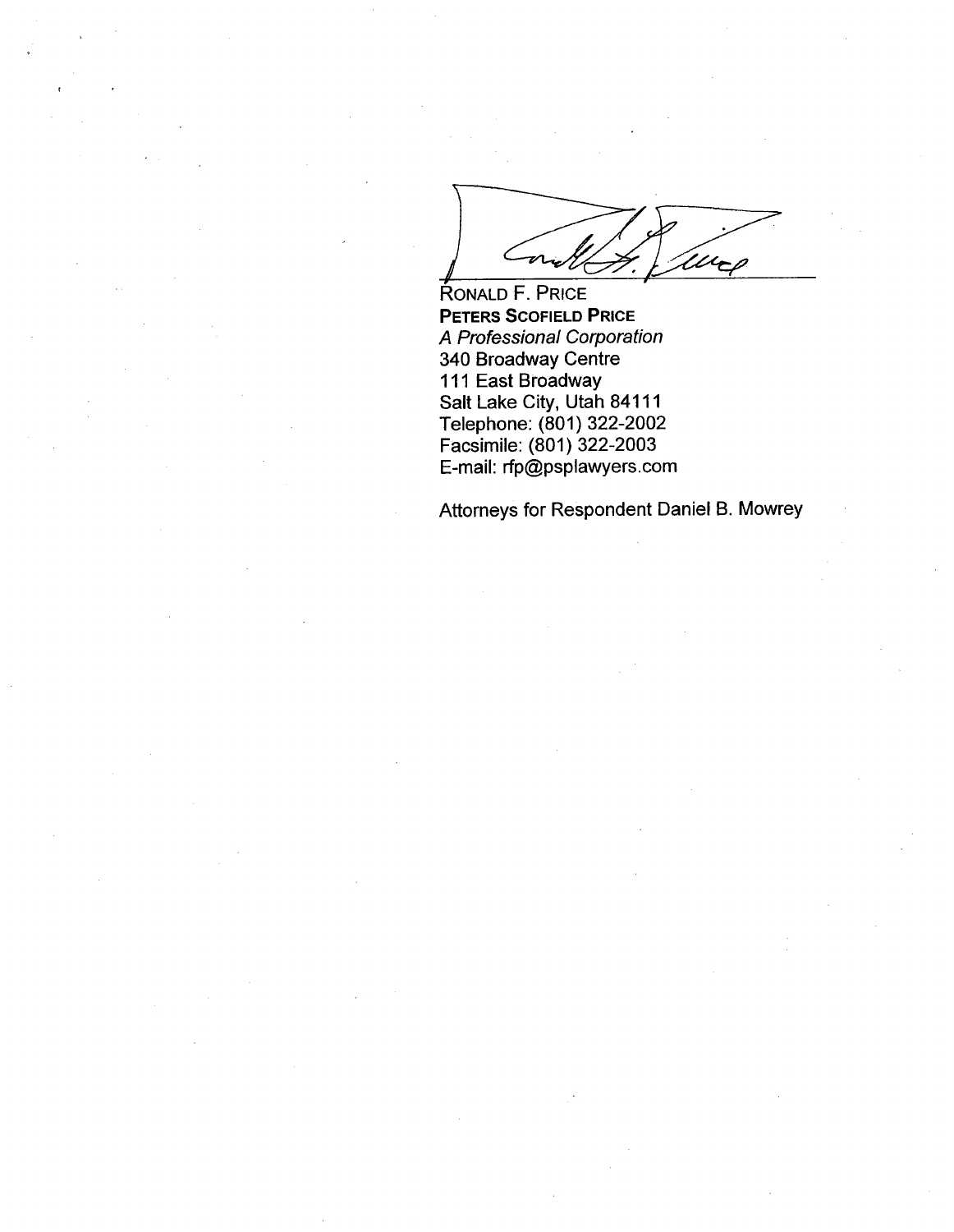RONALD F. PRICE
**PETERS SCOFIELD PRICE**
*A Professional Corporation*
340 Broadway Centre
111 East Broadway
Salt Lake City, Utah 84111
Telephone: (801) 322-2002
Facsimile: (801) 322-2003
E-mail: rfp@psplawyers.com

Attorneys for Respondent Daniel B. Mowrey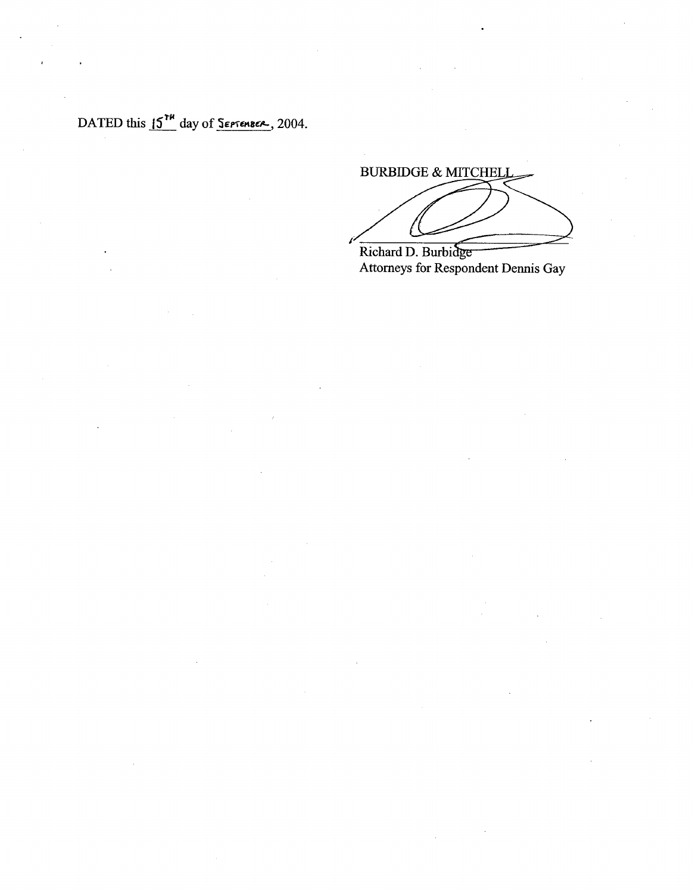DATED this 15[TH] day of September, 2004.

BURBIDGE & MITCHELL

Richard D. Burbidge
Attorneys for Respondent Dennis Gay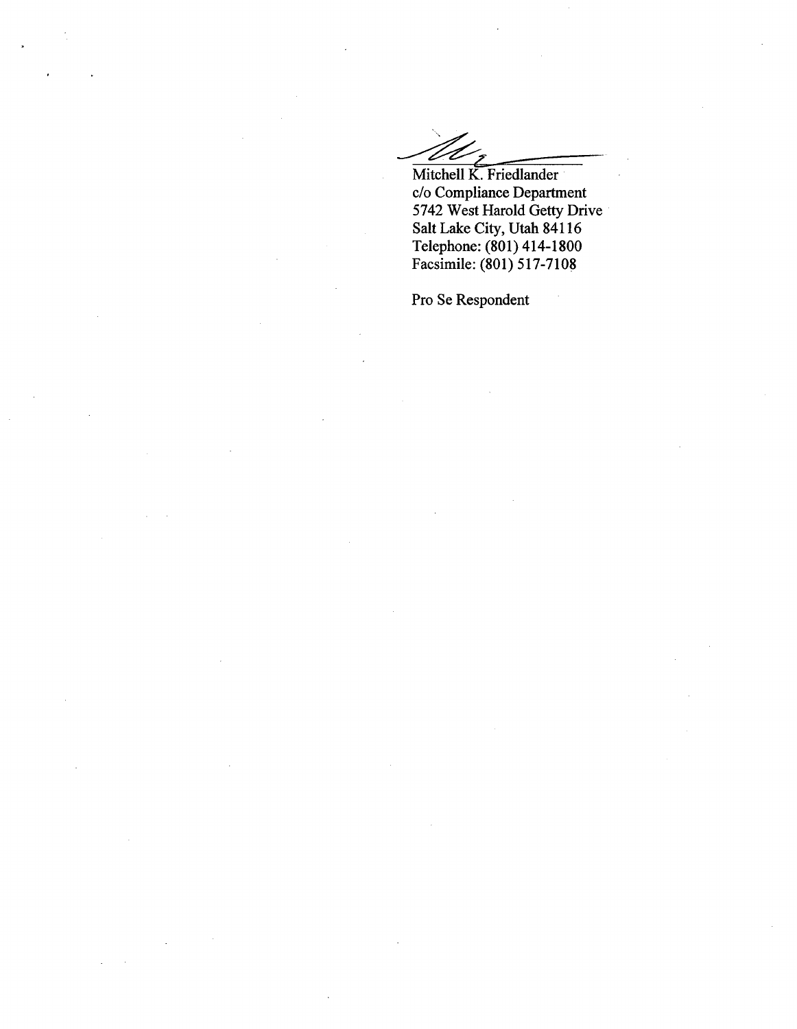Mitchell K. Friedlander
c/o Compliance Department
5742 West Harold Getty Drive
Salt Lake City, Utah 84116
Telephone: (801) 414-1800
Facsimile: (801) 517-7108

Pro Se Respondent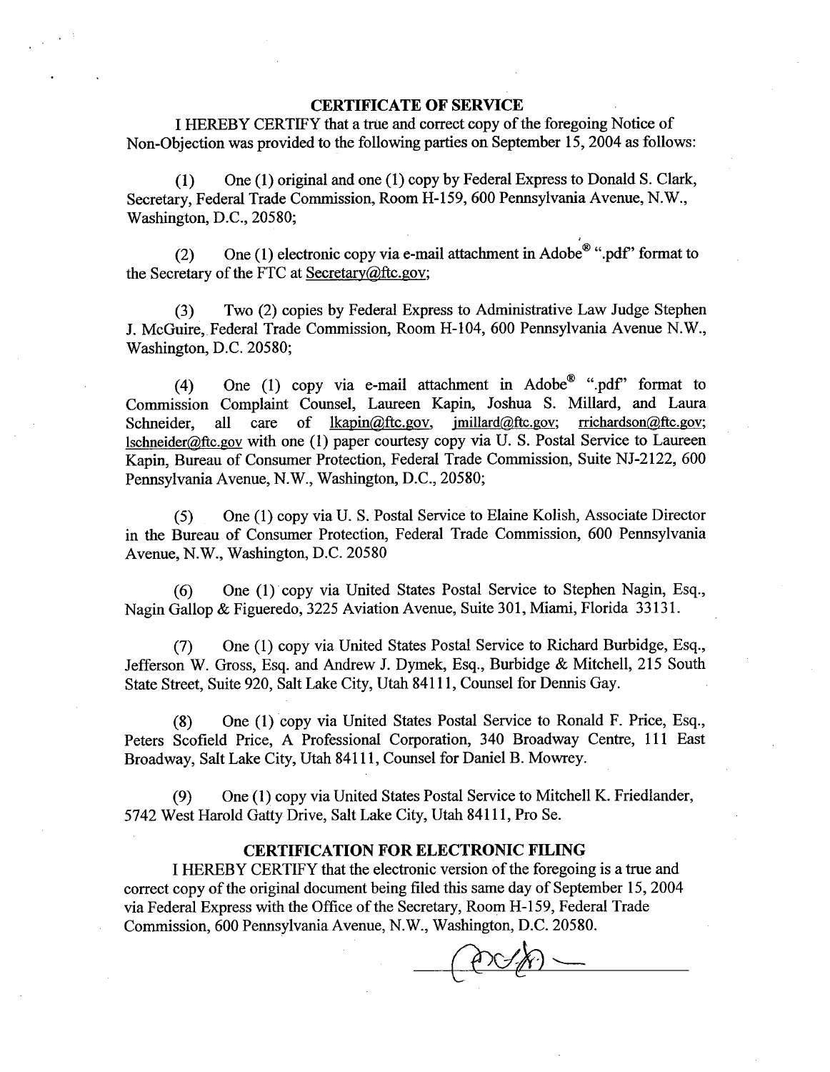## CERTIFICATE OF SERVICE

I HEREBY CERTIFY that a true and correct copy of the foregoing Notice of Non-Objection was provided to the following parties on September 15, 2004 as follows:

(1) One (1) original and one (1) copy by Federal Express to Donald S. Clark, Secretary, Federal Trade Commission, Room H-159, 600 Pennsylvania Avenue, N.W., Washington, D.C., 20580;

(2) One (1) electronic copy via e-mail attachment in Adobe® ".pdf" format to the Secretary of the FTC at Secretary@ftc.gov;

(3) Two (2) copies by Federal Express to Administrative Law Judge Stephen J. McGuire, Federal Trade Commission, Room H-104, 600 Pennsylvania Avenue N.W., Washington, D.C. 20580;

(4) One (1) copy via e-mail attachment in Adobe® ".pdf" format to Commission Complaint Counsel, Laureen Kapin, Joshua S. Millard, and Laura Schneider, all care of lkapin@ftc.gov, jmillard@ftc.gov; rrichardson@ftc.gov; lschneider@ftc.gov with one (1) paper courtesy copy via U. S. Postal Service to Laureen Kapin, Bureau of Consumer Protection, Federal Trade Commission, Suite NJ-2122, 600 Pennsylvania Avenue, N.W., Washington, D.C., 20580;

(5) One (1) copy via U. S. Postal Service to Elaine Kolish, Associate Director in the Bureau of Consumer Protection, Federal Trade Commission, 600 Pennsylvania Avenue, N.W., Washington, D.C. 20580

(6) One (1) copy via United States Postal Service to Stephen Nagin, Esq., Nagin Gallop & Figueredo, 3225 Aviation Avenue, Suite 301, Miami, Florida 33131.

(7) One (1) copy via United States Postal Service to Richard Burbidge, Esq., Jefferson W. Gross, Esq. and Andrew J. Dymek, Esq., Burbidge & Mitchell, 215 South State Street, Suite 920, Salt Lake City, Utah 84111, Counsel for Dennis Gay.

(8) One (1) copy via United States Postal Service to Ronald F. Price, Esq., Peters Scofield Price, A Professional Corporation, 340 Broadway Centre, 111 East Broadway, Salt Lake City, Utah 84111, Counsel for Daniel B. Mowrey.

(9) One (1) copy via United States Postal Service to Mitchell K. Friedlander, 5742 West Harold Gatty Drive, Salt Lake City, Utah 84111, Pro Se.

## CERTIFICATION FOR ELECTRONIC FILING

I HEREBY CERTIFY that the electronic version of the foregoing is a true and correct copy of the original document being filed this same day of September 15, 2004 via Federal Express with the Office of the Secretary, Room H-159, Federal Trade Commission, 600 Pennsylvania Avenue, N.W., Washington, D.C. 20580.

______________________